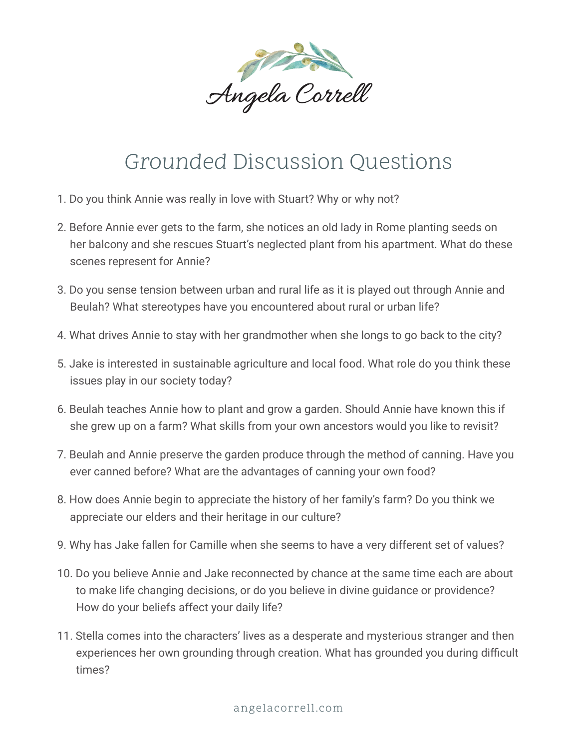Angela Correll

# Grounded Discussion Questions

1. Do you think Annie was really in love with Stuart? Why or why not?
2. Before Annie ever gets to the farm, she notices an old lady in Rome planting seeds on her balcony and she rescues Stuart's neglected plant from his apartment. What do these scenes represent for Annie?
3. Do you sense tension between urban and rural life as it is played out through Annie and Beulah? What stereotypes have you encountered about rural or urban life?
4. What drives Annie to stay with her grandmother when she longs to go back to the city?
5. Jake is interested in sustainable agriculture and local food. What role do you think these issues play in our society today?
6. Beulah teaches Annie how to plant and grow a garden. Should Annie have known this if she grew up on a farm? What skills from your own ancestors would you like to revisit?
7. Beulah and Annie preserve the garden produce through the method of canning. Have you ever canned before? What are the advantages of canning your own food?
8. How does Annie begin to appreciate the history of her family's farm? Do you think we appreciate our elders and their heritage in our culture?
9. Why has Jake fallen for Camille when she seems to have a very different set of values?
10. Do you believe Annie and Jake reconnected by chance at the same time each are about to make life changing decisions, or do you believe in divine guidance or providence? How do your beliefs affect your daily life?
11. Stella comes into the characters' lives as a desperate and mysterious stranger and then experiences her own grounding through creation. What has grounded you during difficult times?

angelacorrell.com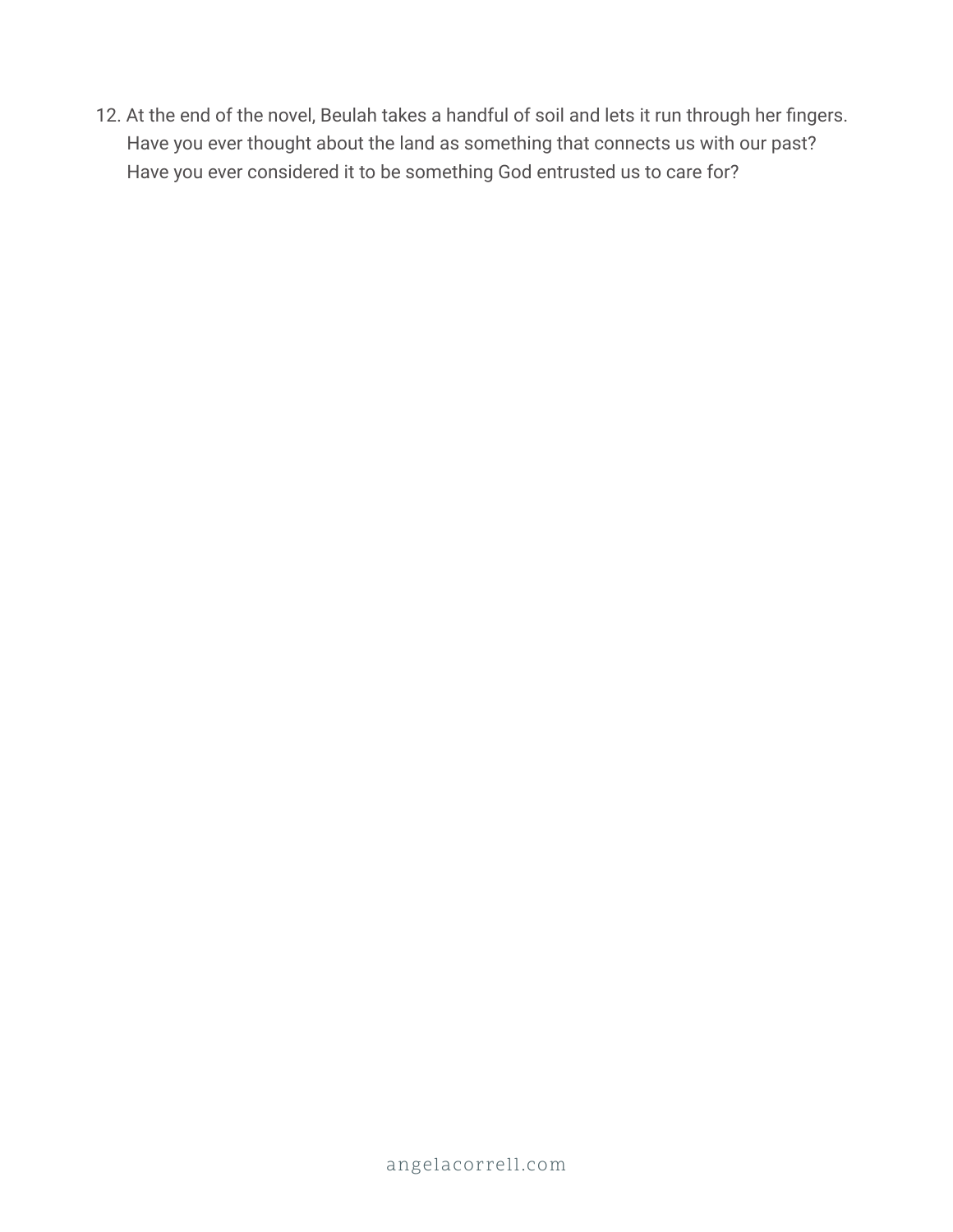12. At the end of the novel, Beulah takes a handful of soil and lets it run through her fingers. Have you ever thought about the land as something that connects us with our past? Have you ever considered it to be something God entrusted us to care for?